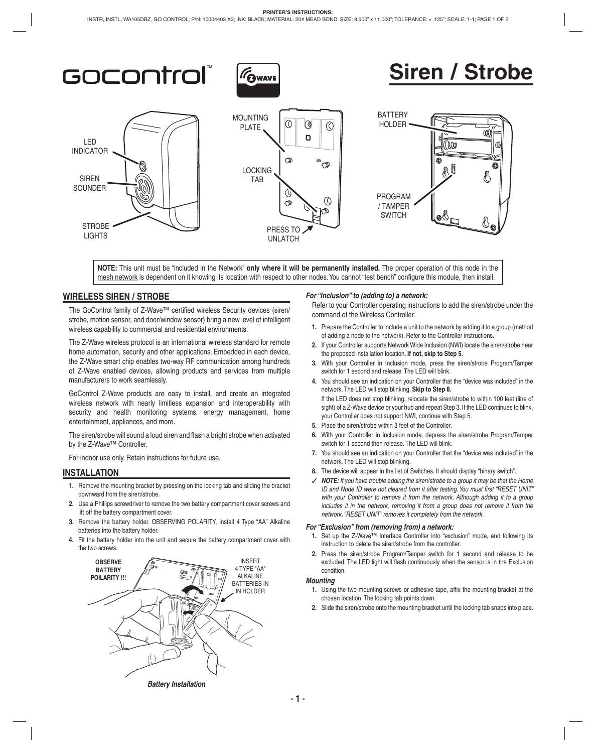# gocontrol™

# Siren / Strobe

LED INDICATOR

SIREN SOUNDER

STROBE LIGHTS

MOUNTING PLATE

LOCKING TAB

PRESS TO UNLATCH

BATTERY HOLDER

PROGRAM / TAMPER SWITCH

**NOTE:** This unit must be "included in the Network" **only where it will be permanently installed.** The proper operation of this node in the mesh network is dependent on it knowing its location with respect to other nodes. You cannot "test bench" configure this module, then install.

## WIRELESS SIREN / STROBE

The GoControl family of Z-Wave™ certified wireless Security devices (siren/strobe, motion sensor, and door/window sensor) bring a new level of intelligent wireless capability to commercial and residential environments.

The Z-Wave wireless protocol is an international wireless standard for remote home automation, security and other applications. Embedded in each device, the Z-Wave smart chip enables two-way RF communication among hundreds of Z-Wave enabled devices, allowing products and services from multiple manufacturers to work seamlessly.

GoControl Z-Wave products are easy to install, and create an integrated wireless network with nearly limitless expansion and interoperability with security and health monitoring systems, energy management, home entertainment, appliances, and more.

The siren/strobe will sound a loud siren and flash a bright strobe when activated by the Z-Wave™ Controller.

For indoor use only. Retain instructions for future use.

## INSTALLATION

1. Remove the mounting bracket by pressing on the locking tab and sliding the bracket downward from the siren/strobe.
2. Use a Phillips screwdriver to remove the two battery compartment cover screws and lift off the battery compartment cover.
3. Remove the battery holder. OBSERVING POLARITY, install 4 Type "AA" Alkaline batteries into the battery holder.
4. Fit the battery holder into the unit and secure the battery compartment cover with the two screws.

**OBSERVE BATTERY POILARITY !!!**

INSERT 4 TYPE "AA" ALKALINE BATTERIES IN IN HOLDER

***Battery Installation***

### *For "Inclusion" to (adding to) a network:*

Refer to your Controller operating instructions to add the siren/strobe under the command of the Wireless Controller.

1. Prepare the Controller to include a unit to the network by adding it to a group (method of adding a node to the network). Refer to the Controller instructions.
2. If your Controller supports Network Wide Inclusion (NWI) locate the siren/strobe near the proposed installation location. **If not, skip to Step 5.**
3. With your Controller in Inclusion mode, press the siren/strobe Program/Tamper switch for 1 second and release. The LED will blink.
4. You should see an indication on your Controller that the "device was included" in the network. The LED will stop blinking. **Skip to Step 8.**

   If the LED does not stop blinking, relocate the siren/strobe to within 100 feet (line of sight) of a Z-Wave device or your hub and repeat Step 3. If the LED continues to blink, your Controller does not support NWI, continue with Step 5.
5. Place the siren/strobe within 3 feet of the Controller.
6. With your Controller in Inclusion mode, depress the siren/strobe Program/Tamper switch for 1 second then release. The LED will blink.
7. You should see an indication on your Controller that the "device was included" in the network. The LED will stop blinking.
8. The device will appear in the list of Switches. It should display "binary switch".

✓ ***NOTE:*** *If you have trouble adding the siren/strobe to a group it may be that the Home ID and Node ID were not cleared from it after testing. You must first "RESET UNIT" with your Controller to remove it from the network. Although adding it to a group includes it in the network, removing it from a group does not remove it from the network. "RESET UNIT" removes it completely from the network.*

### *For "Exclusion" from (removing from) a network:*

1. Set up the Z-Wave™ Interface Controller into "exclusion" mode, and following its instruction to delete the siren/strobe from the controller.
2. Press the siren/strobe Program/Tamper switch for 1 second and release to be excluded. The LED light will flash continuously when the sensor is in the Exclusion condition.

### *Mounting*

1. Using the two mounting screws or adhesive tape, affix the mounting bracket at the chosen location. The locking tab points down.
2. Slide the siren/strobe onto the mounting bracket until the locking tab snaps into place.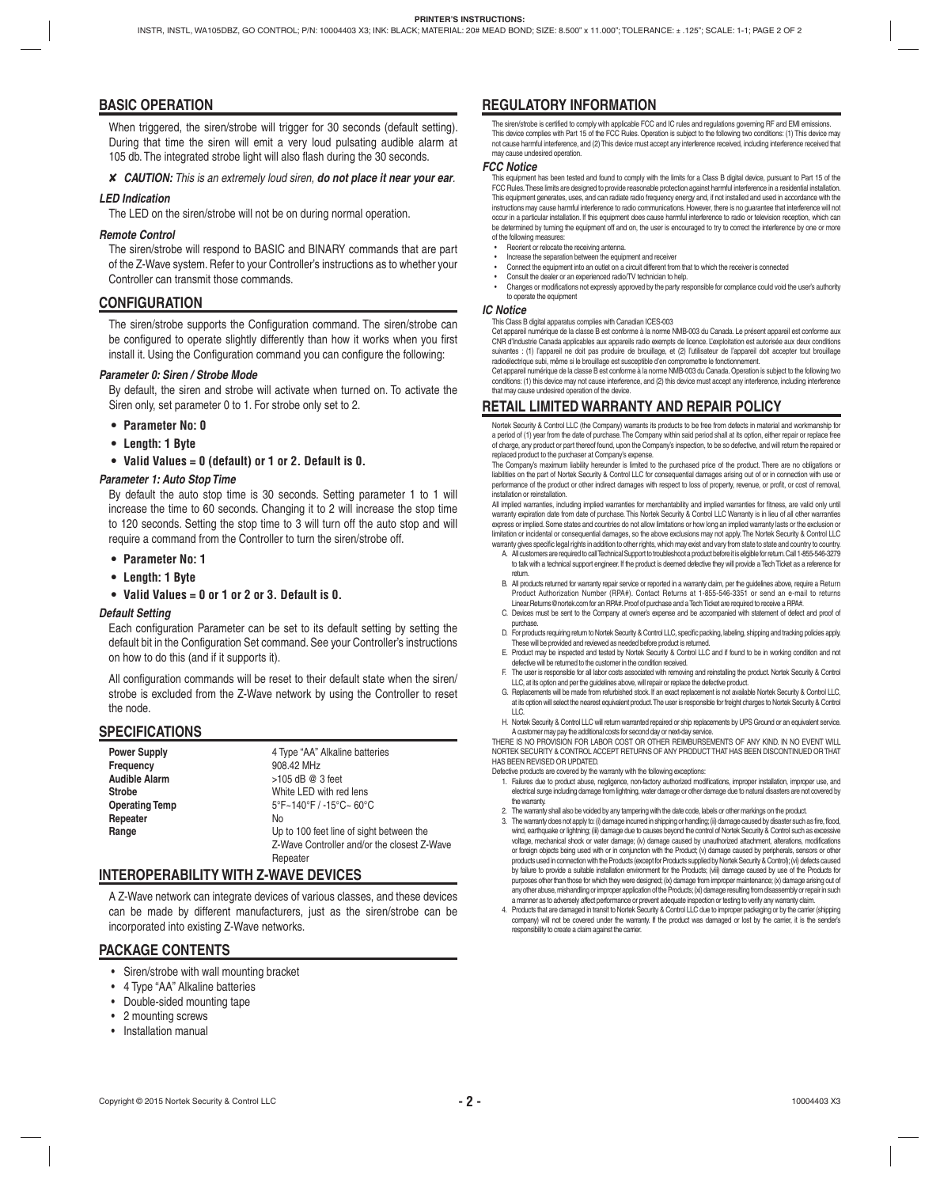## BASIC OPERATION

When triggered, the siren/strobe will trigger for 30 seconds (default setting). During that time the siren will emit a very loud pulsating audible alarm at 105 db. The integrated strobe light will also flash during the 30 seconds.

✘ ***CAUTION:*** *This is an extremely loud siren,* ***do not place it near your ear***.

***LED Indication***

The LED on the siren/strobe will not be on during normal operation.

***Remote Control***

The siren/strobe will respond to BASIC and BINARY commands that are part of the Z-Wave system. Refer to your Controller's instructions as to whether your Controller can transmit those commands.

## CONFIGURATION

The siren/strobe supports the Configuration command. The siren/strobe can be configured to operate slightly differently than how it works when you first install it. Using the Configuration command you can configure the following:

***Parameter 0: Siren / Strobe Mode***

By default, the siren and strobe will activate when turned on. To activate the Siren only, set parameter 0 to 1. For strobe only set to 2.

- **Parameter No: 0**
- **Length: 1 Byte**
- **Valid Values = 0 (default) or 1 or 2. Default is 0.**

***Parameter 1: Auto Stop Time***

By default the auto stop time is 30 seconds. Setting parameter 1 to 1 will increase the time to 60 seconds. Changing it to 2 will increase the stop time to 120 seconds. Setting the stop time to 3 will turn off the auto stop and will require a command from the Controller to turn the siren/strobe off.

- **Parameter No: 1**
- **Length: 1 Byte**
- **Valid Values = 0 or 1 or 2 or 3. Default is 0.**

***Default Setting***

Each configuration Parameter can be set to its default setting by setting the default bit in the Configuration Set command. See your Controller's instructions on how to do this (and if it supports it).

All configuration commands will be reset to their default state when the siren/strobe is excluded from the Z-Wave network by using the Controller to reset the node.

## SPECIFICATIONS

| | |
|---|---|
| **Power Supply** | 4 Type "AA" Alkaline batteries |
| **Frequency** | 908.42 MHz |
| **Audible Alarm** | >105 dB @ 3 feet |
| **Strobe** | White LED with red lens |
| **Operating Temp** | 5°F~140°F / -15°C~ 60°C |
| **Repeater** | No |
| **Range** | Up to 100 feet line of sight between the Z-Wave Controller and/or the closest Z-Wave Repeater |

## INTEROPERABILITY WITH Z-WAVE DEVICES

A Z-Wave network can integrate devices of various classes, and these devices can be made by different manufacturers, just as the siren/strobe can be incorporated into existing Z-Wave networks.

## PACKAGE CONTENTS

- Siren/strobe with wall mounting bracket
- 4 Type "AA" Alkaline batteries
- Double-sided mounting tape
- 2 mounting screws
- Installation manual

## REGULATORY INFORMATION

The siren/strobe is certified to comply with applicable FCC and IC rules and regulations governing RF and EMI emissions. This device complies with Part 15 of the FCC Rules. Operation is subject to the following two conditions: (1) This device may not cause harmful interference, and (2) This device must accept any interference received, including interference that may cause undesired operation.

***FCC Notice***

This equipment has been tested and found to comply with the limits for a Class B digital device, pursuant to Part 15 of the FCC Rules. These limits are designed to provide reasonable protection against harmful interference in a residential installation. This equipment generates, uses, and can radiate radio frequency energy and, if not installed and used in accordance with the instructions may cause harmful interference to radio communications. However, there is no guarantee that interference will not occur in a particular installation. If this equipment does cause harmful interference to radio or television reception, which can be determined by turning the equipment off and on, the user is encouraged to try to correct the interference by one or more of the following measures:

- Reorient or relocate the receiving antenna.
- Increase the separation between the equipment and receiver
- Connect the equipment into an outlet on a circuit different from that to which the receiver is connected
- Consult the dealer or an experienced radio/TV technician to help.
- Changes or modifications not expressly approved by the party responsible for compliance could void the user's authority to operate the equipment

***IC Notice***

This Class B digital apparatus complies with Canadian ICES-003

Cet appareil numérique de la classe B est conforme à la norme NMB-003 du Canada. Le présent appareil est conforme aux CNR d'Industrie Canada applicables aux appareils radio exempts de licence. L'exploitation est autorisée aux deux conditions suivantes : (1) l'appareil ne doit pas produire de brouillage, et (2) l'utilisateur de l'appareil doit accepter tout brouillage radioélectrique subi, même si le brouillage est susceptible d'en compromettre le fonctionnement.

Cet appareil numérique de la classe B est conforme à la norme NMB-003 du Canada. Operation is subject to the following two conditions: (1) this device may not cause interference, and (2) this device must accept any interference, including interference that may cause undesired operation of the device.

## RETAIL LIMITED WARRANTY AND REPAIR POLICY

Nortek Security & Control LLC (the Company) warrants its products to be free from defects in material and workmanship for a period of (1) year from the date of purchase. The Company within said period shall at its option, either repair or replace free of charge, any product or part thereof found, upon the Company's inspection, to be so defective, and will return the repaired or replaced product to the purchaser at Company's expense.

The Company's maximum liability hereunder is limited to the purchased price of the product. There are no obligations or liabilities on the part of Nortek Security & Control LLC for consequential damages arising out of or in connection with use or performance of the product or other indirect damages with respect to loss of property, revenue, or profit, or cost of removal, installation or reinstallation.

All implied warranties, including implied warranties for merchantability and implied warranties for fitness, are valid only until warranty expiration date from date of purchase. This Nortek Security & Control LLC Warranty is in lieu of all other warranties express or implied. Some states and countries do not allow limitations or how long an implied warranty lasts or the exclusion or limitation or incidental or consequential damages, so the above exclusions may not apply. The Nortek Security & Control LLC warranty gives specific legal rights in addition to other rights, which may exist and vary from state to state and country to country.

A. All customers are required to call Technical Support to troubleshoot a product before it is eligible for return. Call 1-855-546-3279 to talk with a technical support engineer. If the product is deemed defective they will provide a Tech Ticket as a reference for return.
B. All products returned for warranty repair service or reported in a warranty claim, per the guidelines above, require a Return Product Authorization Number (RPA#). Contact Returns at 1-855-546-3351 or send an e-mail to returns Linear.Returns@nortek.com for an RPA#. Proof of purchase and a Tech Ticket are required to receive a RPA#.
C. Devices must be sent to the Company at owner's expense and be accompanied with statement of defect and proof of purchase.
D. For products requiring return to Nortek Security & Control LLC, specific packing, labeling, shipping and tracking policies apply. These will be provided and reviewed as needed before product is returned.
E. Product may be inspected and tested by Nortek Security & Control LLC and if found to be in working condition and not defective will be returned to the customer in the condition received.
F. The user is responsible for all labor costs associated with removing and reinstalling the product. Nortek Security & Control LLC, at its option and per the guidelines above, will repair or replace the defective product.
G. Replacements will be made from refurbished stock. If an exact replacement is not available Nortek Security & Control LLC, at its option will select the nearest equivalent product. The user is responsible for freight charges to Nortek Security & Control LLC.
H. Nortek Security & Control LLC will return warranted repaired or ship replacements by UPS Ground or an equivalent service. A customer may pay the additional costs for second day or next-day service.

THERE IS NO PROVISION FOR LABOR COST OR OTHER REIMBURSEMENTS OF ANY KIND. IN NO EVENT WILL NORTEK SECURITY & CONTROL ACCEPT RETURNS OF ANY PRODUCT THAT HAS BEEN DISCONTINUED OR THAT HAS BEEN REVISED OR UPDATED.

Defective products are covered by the warranty with the following exceptions:

1. Failures due to product abuse, negligence, non-factory authorized modifications, improper installation, improper use, and electrical surge including damage from lightning, water damage or other damage due to natural disasters are not covered by the warranty.
2. The warranty shall also be voided by any tampering with the date code, labels or other markings on the product.
3. The warranty does not apply to: (i) damage incurred in shipping or handling; (ii) damage caused by disaster such as fire, flood, wind, earthquake or lightning; (iii) damage due to causes beyond the control of Nortek Security & Control such as excessive voltage, mechanical shock or water damage; (iv) damage caused by unauthorized attachment, alterations, modifications or foreign objects being used with or in conjunction with the Product; (v) damage caused by peripherals, sensors or other products used in connection with the Products (except for Products supplied by Nortek Security & Control); (vi) defects caused by failure to provide a suitable installation environment for the Products; (viii) damage caused by use of the Products for purposes other than those for which they were designed; (ix) damage from improper maintenance; (x) damage arising out of any other abuse, mishandling or improper application of the Products; (xi) damage resulting from disassembly or repair in such a manner as to adversely affect performance or prevent adequate inspection or testing to verify any warranty claim.
4. Products that are damaged in transit to Nortek Security & Control LLC due to improper packaging or by the carrier (shipping company) will not be covered under the warranty. If the product was damaged or lost by the carrier, it is the sender's responsibility to create a claim against the carrier.

Copyright © 2015 Nortek Security & Control LLC

10004403 X3